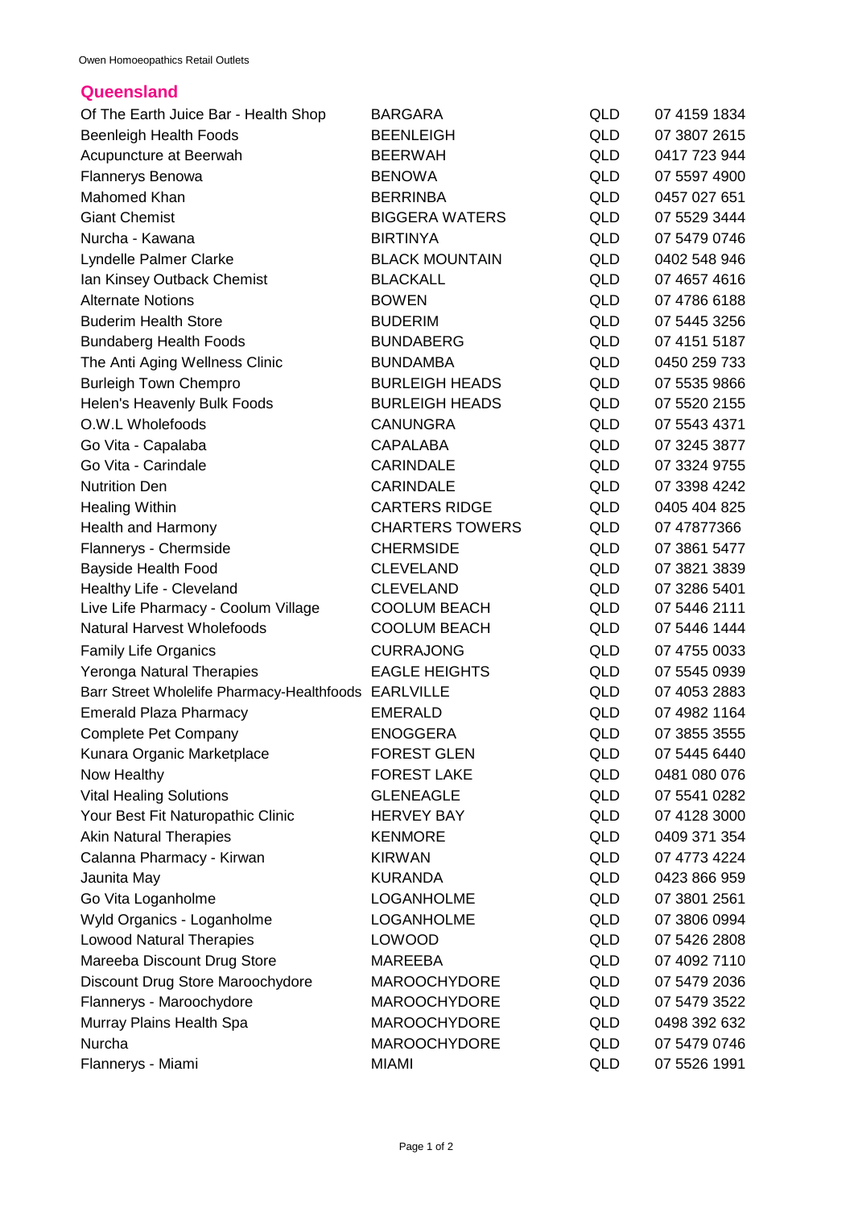## Queensland

| | | | |
|---|---|---|---|
| Of The Earth Juice Bar - Health Shop | BARGARA | QLD | 07 4159 1834 |
| Beenleigh Health Foods | BEENLEIGH | QLD | 07 3807 2615 |
| Acupuncture at Beerwah | BEERWAH | QLD | 0417 723 944 |
| Flannerys Benowa | BENOWA | QLD | 07 5597 4900 |
| Mahomed Khan | BERRINBA | QLD | 0457 027 651 |
| Giant Chemist | BIGGERA WATERS | QLD | 07 5529 3444 |
| Nurcha - Kawana | BIRTINYA | QLD | 07 5479 0746 |
| Lyndelle Palmer Clarke | BLACK MOUNTAIN | QLD | 0402 548 946 |
| Ian Kinsey Outback Chemist | BLACKALL | QLD | 07 4657 4616 |
| Alternate Notions | BOWEN | QLD | 07 4786 6188 |
| Buderim Health Store | BUDERIM | QLD | 07 5445 3256 |
| Bundaberg Health Foods | BUNDABERG | QLD | 07 4151 5187 |
| The Anti Aging Wellness Clinic | BUNDAMBA | QLD | 0450 259 733 |
| Burleigh Town Chempro | BURLEIGH HEADS | QLD | 07 5535 9866 |
| Helen's Heavenly Bulk Foods | BURLEIGH HEADS | QLD | 07 5520 2155 |
| O.W.L Wholefoods | CANUNGRA | QLD | 07 5543 4371 |
| Go Vita - Capalaba | CAPALABA | QLD | 07 3245 3877 |
| Go Vita - Carindale | CARINDALE | QLD | 07 3324 9755 |
| Nutrition Den | CARINDALE | QLD | 07 3398 4242 |
| Healing Within | CARTERS RIDGE | QLD | 0405 404 825 |
| Health and Harmony | CHARTERS TOWERS | QLD | 07 47877366 |
| Flannerys - Chermside | CHERMSIDE | QLD | 07 3861 5477 |
| Bayside Health Food | CLEVELAND | QLD | 07 3821 3839 |
| Healthy Life - Cleveland | CLEVELAND | QLD | 07 3286 5401 |
| Live Life Pharmacy - Coolum Village | COOLUM BEACH | QLD | 07 5446 2111 |
| Natural Harvest Wholefoods | COOLUM BEACH | QLD | 07 5446 1444 |
| Family Life Organics | CURRAJONG | QLD | 07 4755 0033 |
| Yeronga Natural Therapies | EAGLE HEIGHTS | QLD | 07 5545 0939 |
| Barr Street Wholelife Pharmacy-Healthfoods | EARLVILLE | QLD | 07 4053 2883 |
| Emerald Plaza Pharmacy | EMERALD | QLD | 07 4982 1164 |
| Complete Pet Company | ENOGGERA | QLD | 07 3855 3555 |
| Kunara Organic Marketplace | FOREST GLEN | QLD | 07 5445 6440 |
| Now Healthy | FOREST LAKE | QLD | 0481 080 076 |
| Vital Healing Solutions | GLENEAGLE | QLD | 07 5541 0282 |
| Your Best Fit Naturopathic Clinic | HERVEY BAY | QLD | 07 4128 3000 |
| Akin Natural Therapies | KENMORE | QLD | 0409 371 354 |
| Calanna Pharmacy - Kirwan | KIRWAN | QLD | 07 4773 4224 |
| Jaunita May | KURANDA | QLD | 0423 866 959 |
| Go Vita Loganholme | LOGANHOLME | QLD | 07 3801 2561 |
| Wyld Organics - Loganholme | LOGANHOLME | QLD | 07 3806 0994 |
| Lowood Natural Therapies | LOWOOD | QLD | 07 5426 2808 |
| Mareeba Discount Drug Store | MAREEBA | QLD | 07 4092 7110 |
| Discount Drug Store Maroochydore | MAROOCHYDORE | QLD | 07 5479 2036 |
| Flannerys - Maroochydore | MAROOCHYDORE | QLD | 07 5479 3522 |
| Murray Plains Health Spa | MAROOCHYDORE | QLD | 0498 392 632 |
| Nurcha | MAROOCHYDORE | QLD | 07 5479 0746 |
| Flannerys - Miami | MIAMI | QLD | 07 5526 1991 |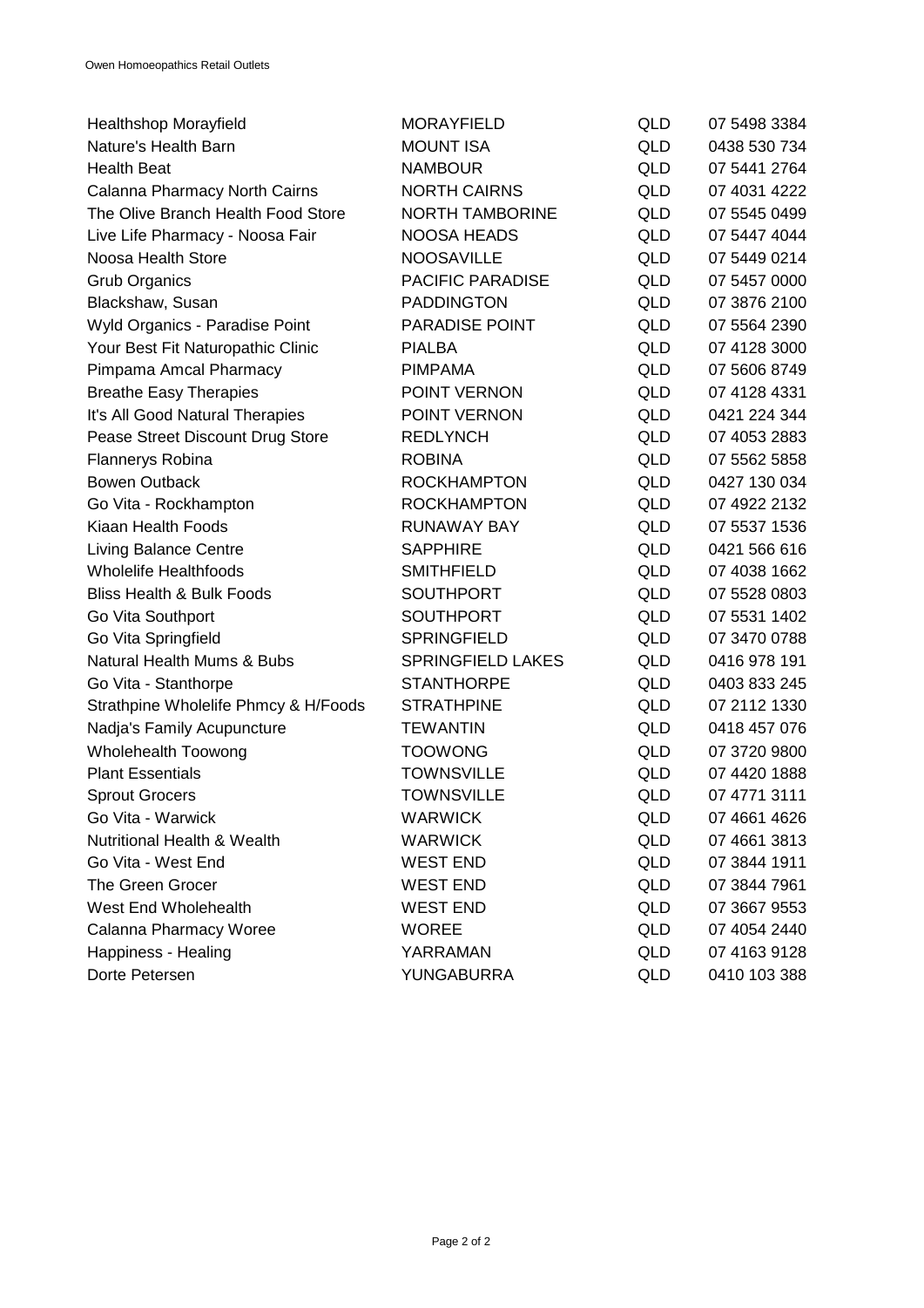| | | | |
|---|---|---|---|
| Healthshop Morayfield | MORAYFIELD | QLD | 07 5498 3384 |
| Nature's Health Barn | MOUNT ISA | QLD | 0438 530 734 |
| Health Beat | NAMBOUR | QLD | 07 5441 2764 |
| Calanna Pharmacy North Cairns | NORTH CAIRNS | QLD | 07 4031 4222 |
| The Olive Branch Health Food Store | NORTH TAMBORINE | QLD | 07 5545 0499 |
| Live Life Pharmacy - Noosa Fair | NOOSA HEADS | QLD | 07 5447 4044 |
| Noosa Health Store | NOOSAVILLE | QLD | 07 5449 0214 |
| Grub Organics | PACIFIC PARADISE | QLD | 07 5457 0000 |
| Blackshaw, Susan | PADDINGTON | QLD | 07 3876 2100 |
| Wyld Organics - Paradise Point | PARADISE POINT | QLD | 07 5564 2390 |
| Your Best Fit Naturopathic Clinic | PIALBA | QLD | 07 4128 3000 |
| Pimpama Amcal Pharmacy | PIMPAMA | QLD | 07 5606 8749 |
| Breathe Easy Therapies | POINT VERNON | QLD | 07 4128 4331 |
| It's All Good Natural Therapies | POINT VERNON | QLD | 0421 224 344 |
| Pease Street Discount Drug Store | REDLYNCH | QLD | 07 4053 2883 |
| Flannerys Robina | ROBINA | QLD | 07 5562 5858 |
| Bowen Outback | ROCKHAMPTON | QLD | 0427 130 034 |
| Go Vita - Rockhampton | ROCKHAMPTON | QLD | 07 4922 2132 |
| Kiaan Health Foods | RUNAWAY BAY | QLD | 07 5537 1536 |
| Living Balance Centre | SAPPHIRE | QLD | 0421 566 616 |
| Wholelife Healthfoods | SMITHFIELD | QLD | 07 4038 1662 |
| Bliss Health & Bulk Foods | SOUTHPORT | QLD | 07 5528 0803 |
| Go Vita Southport | SOUTHPORT | QLD | 07 5531 1402 |
| Go Vita Springfield | SPRINGFIELD | QLD | 07 3470 0788 |
| Natural Health Mums & Bubs | SPRINGFIELD LAKES | QLD | 0416 978 191 |
| Go Vita - Stanthorpe | STANTHORPE | QLD | 0403 833 245 |
| Strathpine Wholelife Phmcy & H/Foods | STRATHPINE | QLD | 07 2112 1330 |
| Nadja's Family Acupuncture | TEWANTIN | QLD | 0418 457 076 |
| Wholehealth Toowong | TOOWONG | QLD | 07 3720 9800 |
| Plant Essentials | TOWNSVILLE | QLD | 07 4420 1888 |
| Sprout Grocers | TOWNSVILLE | QLD | 07 4771 3111 |
| Go Vita - Warwick | WARWICK | QLD | 07 4661 4626 |
| Nutritional Health & Wealth | WARWICK | QLD | 07 4661 3813 |
| Go Vita - West End | WEST END | QLD | 07 3844 1911 |
| The Green Grocer | WEST END | QLD | 07 3844 7961 |
| West End Wholehealth | WEST END | QLD | 07 3667 9553 |
| Calanna Pharmacy Woree | WOREE | QLD | 07 4054 2440 |
| Happiness - Healing | YARRAMAN | QLD | 07 4163 9128 |
| Dorte Petersen | YUNGABURRA | QLD | 0410 103 388 |